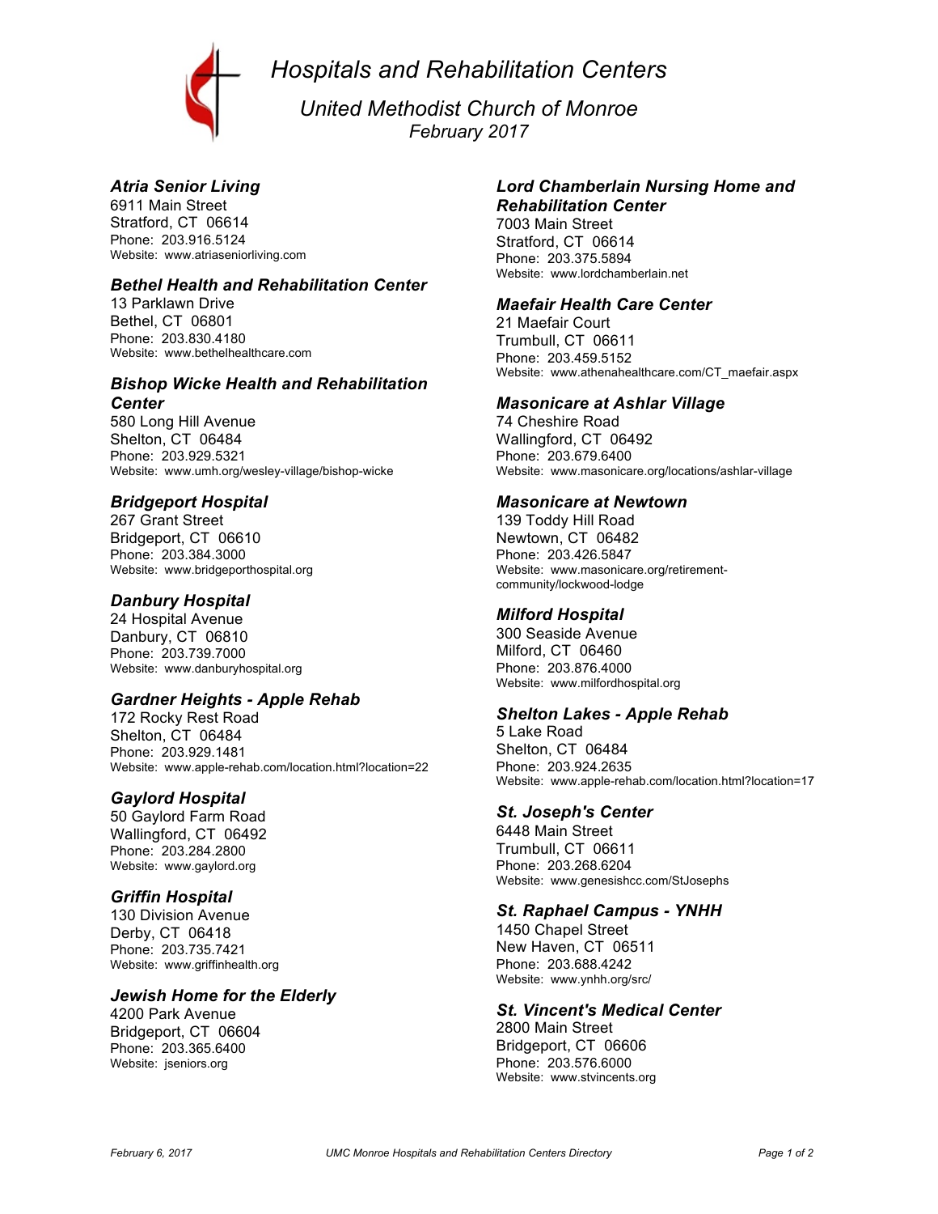# *Hospitals and Rehabilitation Centers*

## *United Methodist Church of Monroe*

*February 2017*

### *Atria Senior Living*

6911 Main Street
Stratford, CT 06614
Phone: 203.916.5124
Website: www.atriaseniorliving.com

### *Bethel Health and Rehabilitation Center*

13 Parklawn Drive
Bethel, CT 06801
Phone: 203.830.4180
Website: www.bethelhealthcare.com

### *Bishop Wicke Health and Rehabilitation Center*

580 Long Hill Avenue
Shelton, CT 06484
Phone: 203.929.5321
Website: www.umh.org/wesley-village/bishop-wicke

### *Bridgeport Hospital*

267 Grant Street
Bridgeport, CT 06610
Phone: 203.384.3000
Website: www.bridgeporthospital.org

### *Danbury Hospital*

24 Hospital Avenue
Danbury, CT 06810
Phone: 203.739.7000
Website: www.danburyhospital.org

### *Gardner Heights - Apple Rehab*

172 Rocky Rest Road
Shelton, CT 06484
Phone: 203.929.1481
Website: www.apple-rehab.com/location.html?location=22

### *Gaylord Hospital*

50 Gaylord Farm Road
Wallingford, CT 06492
Phone: 203.284.2800
Website: www.gaylord.org

### *Griffin Hospital*

130 Division Avenue
Derby, CT 06418
Phone: 203.735.7421
Website: www.griffinhealth.org

### *Jewish Home for the Elderly*

4200 Park Avenue
Bridgeport, CT 06604
Phone: 203.365.6400
Website: jseniors.org

### *Lord Chamberlain Nursing Home and Rehabilitation Center*

7003 Main Street
Stratford, CT 06614
Phone: 203.375.5894
Website: www.lordchamberlain.net

### *Maefair Health Care Center*

21 Maefair Court
Trumbull, CT 06611
Phone: 203.459.5152
Website: www.athenahealthcare.com/CT_maefair.aspx

### *Masonicare at Ashlar Village*

74 Cheshire Road
Wallingford, CT 06492
Phone: 203.679.6400
Website: www.masonicare.org/locations/ashlar-village

### *Masonicare at Newtown*

139 Toddy Hill Road
Newtown, CT 06482
Phone: 203.426.5847
Website: www.masonicare.org/retirement-community/lockwood-lodge

### *Milford Hospital*

300 Seaside Avenue
Milford, CT 06460
Phone: 203.876.4000
Website: www.milfordhospital.org

### *Shelton Lakes - Apple Rehab*

5 Lake Road
Shelton, CT 06484
Phone: 203.924.2635
Website: www.apple-rehab.com/location.html?location=17

### *St. Joseph's Center*

6448 Main Street
Trumbull, CT 06611
Phone: 203.268.6204
Website: www.genesishcc.com/StJosephs

### *St. Raphael Campus - YNHH*

1450 Chapel Street
New Haven, CT 06511
Phone: 203.688.4242
Website: www.ynhh.org/src/

### *St. Vincent's Medical Center*

2800 Main Street
Bridgeport, CT 06606
Phone: 203.576.6000
Website: www.stvincents.org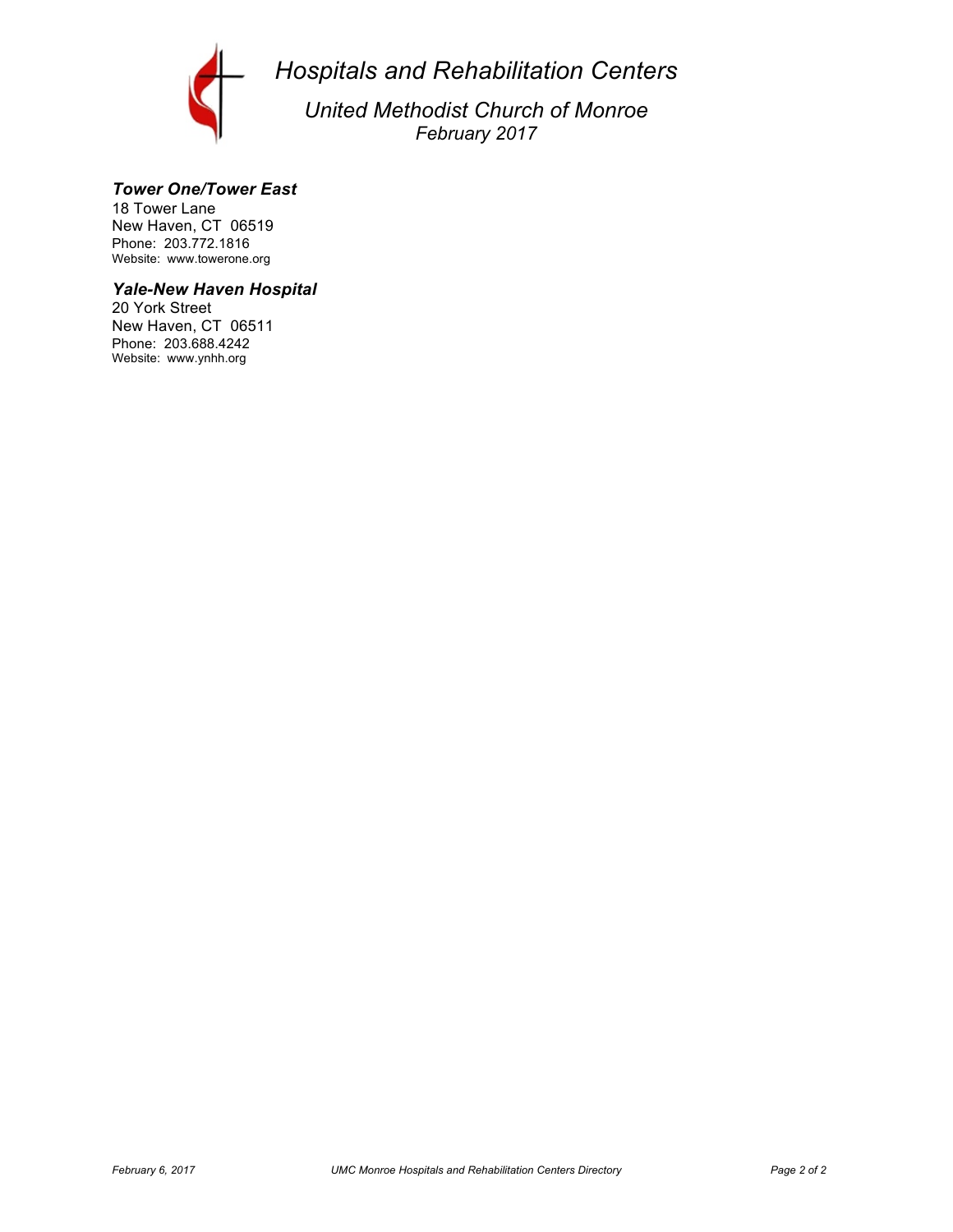# Hospitals and Rehabilitation Centers

## United Methodist Church of Monroe

February 2017

### Tower One/Tower East

18 Tower Lane
New Haven, CT  06519
Phone:  203.772.1816
Website:  www.towerone.org

### Yale-New Haven Hospital

20 York Street
New Haven, CT  06511
Phone:  203.688.4242
Website:  www.ynhh.org